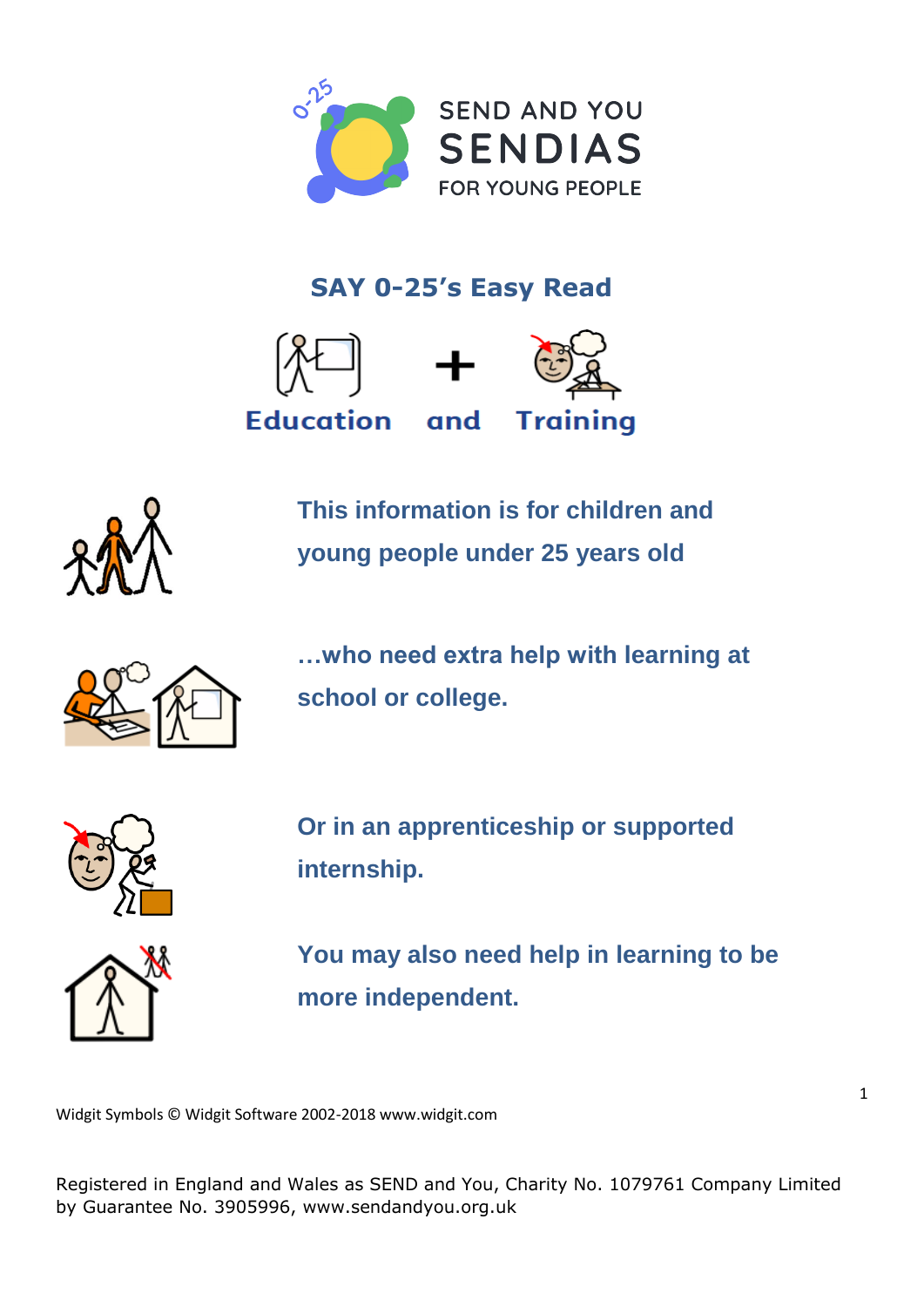SEND AND YOU

SENDIAS

FOR YOUNG PEOPLE

# SAY 0-25's Easy Read

## Education and Training

**This information is for children and young people under 25 years old**

**…who need extra help with learning at school or college.**

**Or in an apprenticeship or supported internship.**

**You may also need help in learning to be more independent.**

Widgit Symbols © Widgit Software 2002-2018 www.widgit.com

Registered in England and Wales as SEND and You, Charity No. 1079761 Company Limited by Guarantee No. 3905996, www.sendandyou.org.uk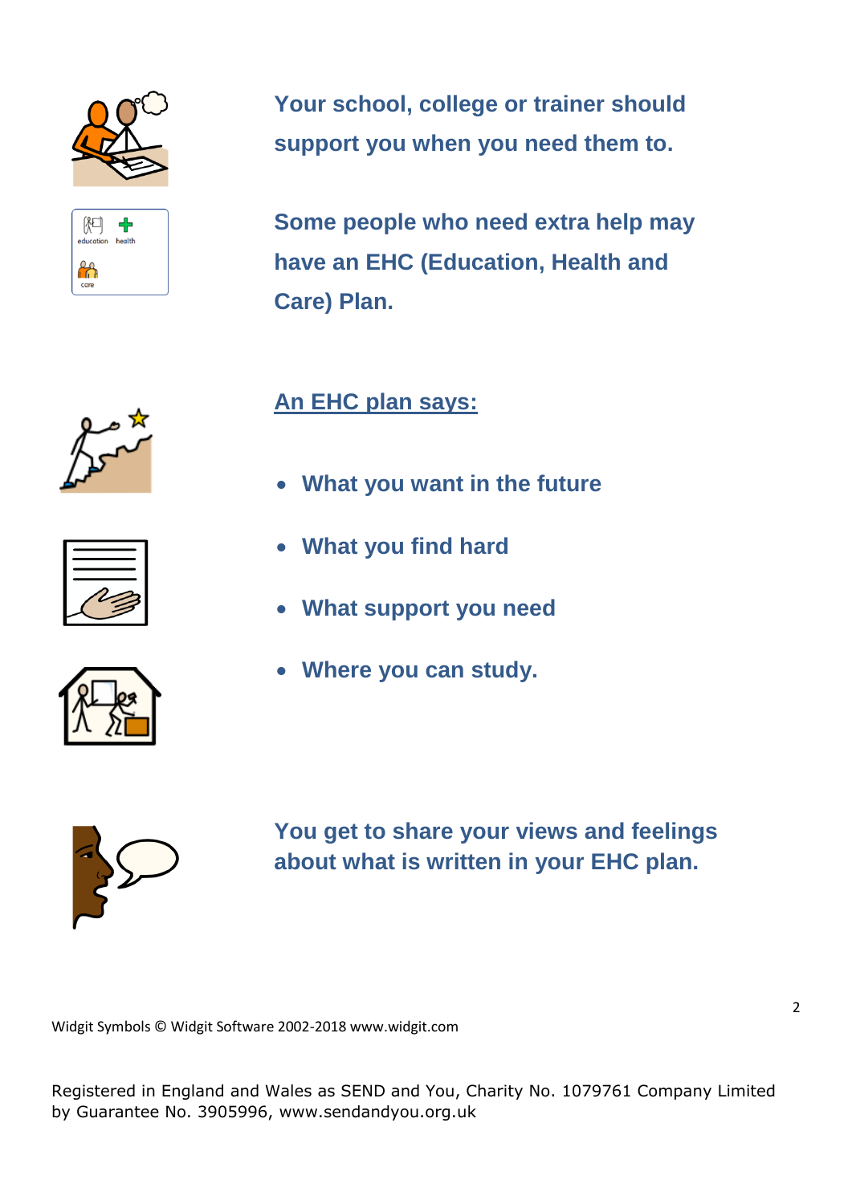**Your school, college or trainer should support you when you need them to.**

**Some people who need extra help may have an EHC (Education, Health and Care) Plan.**

**An EHC plan says:**

- **What you want in the future**
- **What you find hard**
- **What support you need**
- **Where you can study.**

**You get to share your views and feelings about what is written in your EHC plan.**

Widgit Symbols © Widgit Software 2002-2018 www.widgit.com

Registered in England and Wales as SEND and You, Charity No. 1079761 Company Limited by Guarantee No. 3905996, www.sendandyou.org.uk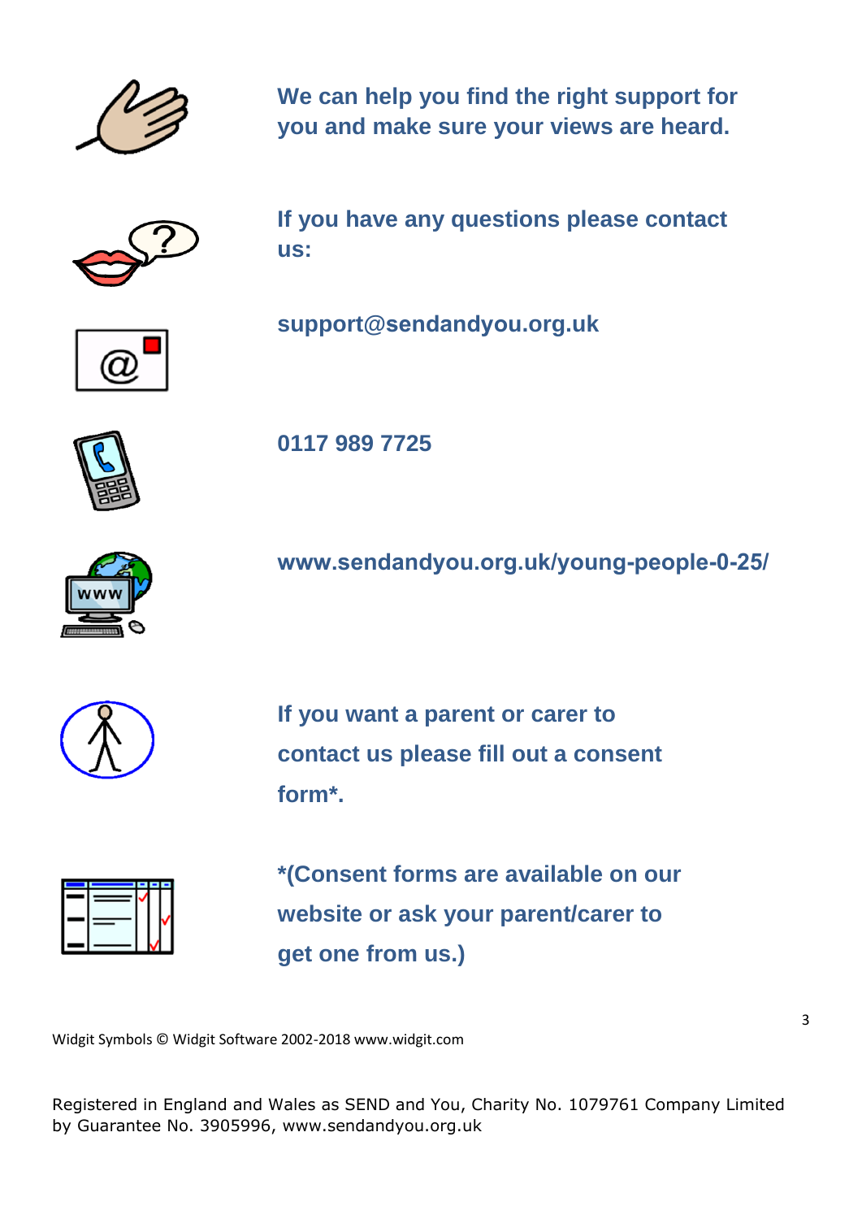**We can help you find the right support for you and make sure your views are heard.**

**If you have any questions please contact us:**

**support@sendandyou.org.uk**

**0117 989 7725**

**www.sendandyou.org.uk/young-people-0-25/**

**If you want a parent or carer to contact us please fill out a consent form*.**

***(Consent forms are available on our website or ask your parent/carer to get one from us.)**

Widgit Symbols © Widgit Software 2002-2018 www.widgit.com

Registered in England and Wales as SEND and You, Charity No. 1079761 Company Limited by Guarantee No. 3905996, www.sendandyou.org.uk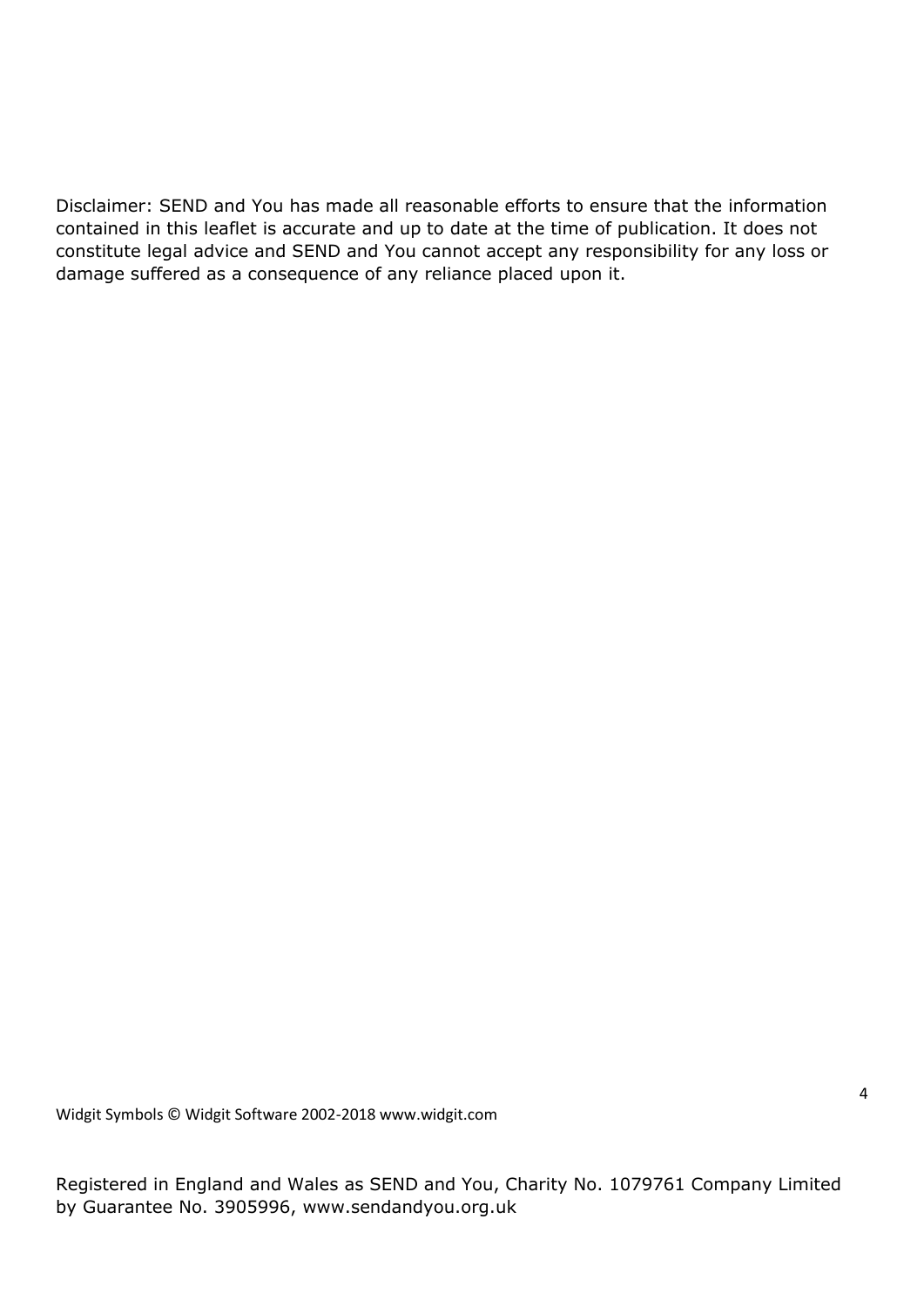Disclaimer: SEND and You has made all reasonable efforts to ensure that the information contained in this leaflet is accurate and up to date at the time of publication. It does not constitute legal advice and SEND and You cannot accept any responsibility for any loss or damage suffered as a consequence of any reliance placed upon it.

Widgit Symbols © Widgit Software 2002-2018 www.widgit.com

Registered in England and Wales as SEND and You, Charity No. 1079761 Company Limited by Guarantee No. 3905996, www.sendandyou.org.uk